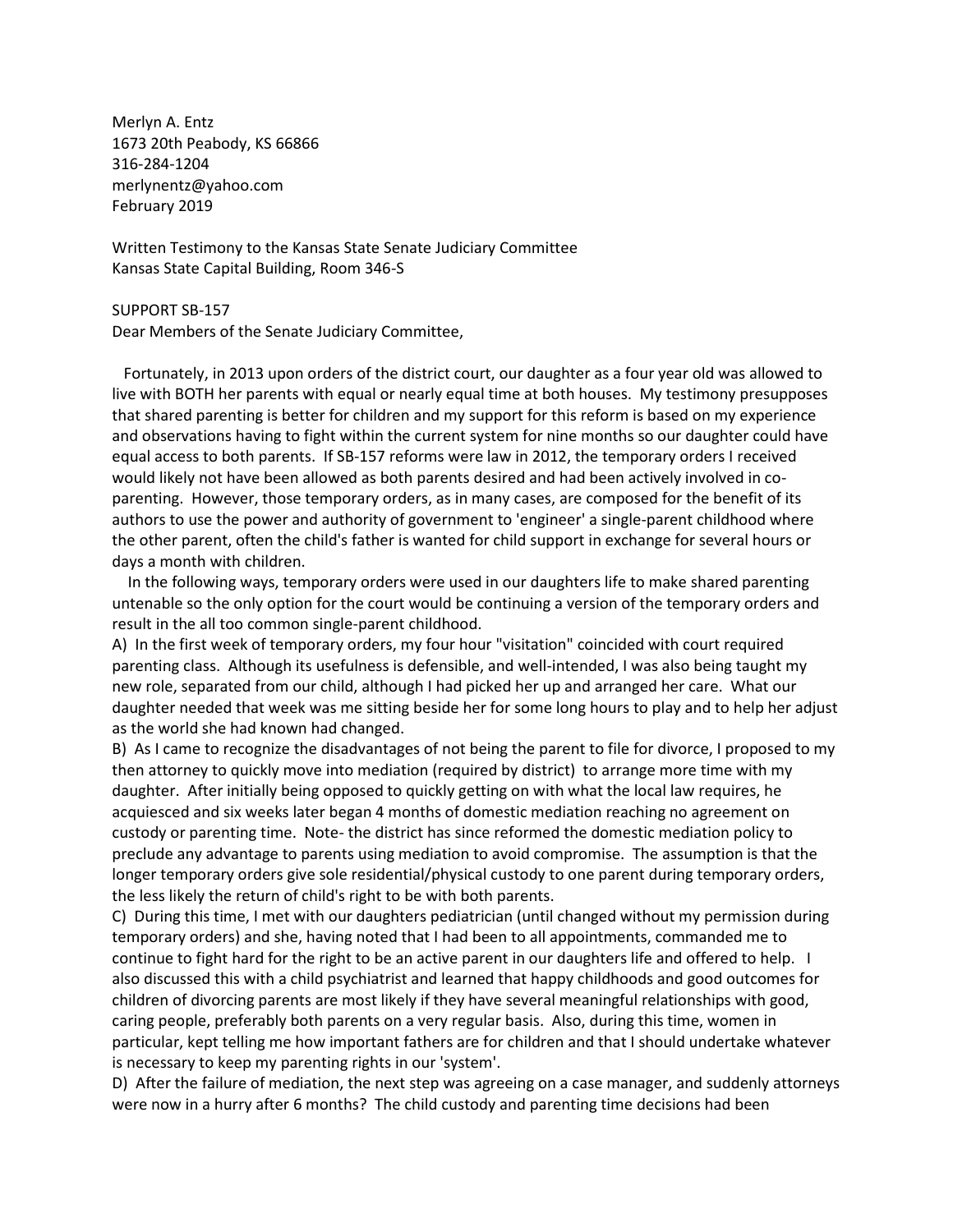Merlyn A. Entz
1673 20th Peabody, KS 66866
316-284-1204
merlynentz@yahoo.com
February 2019

Written Testimony to the Kansas State Senate Judiciary Committee
Kansas State Capital Building, Room 346-S

SUPPORT SB-157
Dear Members of the Senate Judiciary Committee,

Fortunately, in 2013 upon orders of the district court, our daughter as a four year old was allowed to live with BOTH her parents with equal or nearly equal time at both houses. My testimony presupposes that shared parenting is better for children and my support for this reform is based on my experience and observations having to fight within the current system for nine months so our daughter could have equal access to both parents. If SB-157 reforms were law in 2012, the temporary orders I received would likely not have been allowed as both parents desired and had been actively involved in co-parenting. However, those temporary orders, as in many cases, are composed for the benefit of its authors to use the power and authority of government to 'engineer' a single-parent childhood where the other parent, often the child's father is wanted for child support in exchange for several hours or days a month with children.

In the following ways, temporary orders were used in our daughters life to make shared parenting untenable so the only option for the court would be continuing a version of the temporary orders and result in the all too common single-parent childhood.

A) In the first week of temporary orders, my four hour "visitation" coincided with court required parenting class. Although its usefulness is defensible, and well-intended, I was also being taught my new role, separated from our child, although I had picked her up and arranged her care. What our daughter needed that week was me sitting beside her for some long hours to play and to help her adjust as the world she had known had changed.

B) As I came to recognize the disadvantages of not being the parent to file for divorce, I proposed to my then attorney to quickly move into mediation (required by district) to arrange more time with my daughter. After initially being opposed to quickly getting on with what the local law requires, he acquiesced and six weeks later began 4 months of domestic mediation reaching no agreement on custody or parenting time. Note- the district has since reformed the domestic mediation policy to preclude any advantage to parents using mediation to avoid compromise. The assumption is that the longer temporary orders give sole residential/physical custody to one parent during temporary orders, the less likely the return of child's right to be with both parents.

C) During this time, I met with our daughters pediatrician (until changed without my permission during temporary orders) and she, having noted that I had been to all appointments, commanded me to continue to fight hard for the right to be an active parent in our daughters life and offered to help. I also discussed this with a child psychiatrist and learned that happy childhoods and good outcomes for children of divorcing parents are most likely if they have several meaningful relationships with good, caring people, preferably both parents on a very regular basis. Also, during this time, women in particular, kept telling me how important fathers are for children and that I should undertake whatever is necessary to keep my parenting rights in our 'system'.

D) After the failure of mediation, the next step was agreeing on a case manager, and suddenly attorneys were now in a hurry after 6 months? The child custody and parenting time decisions had been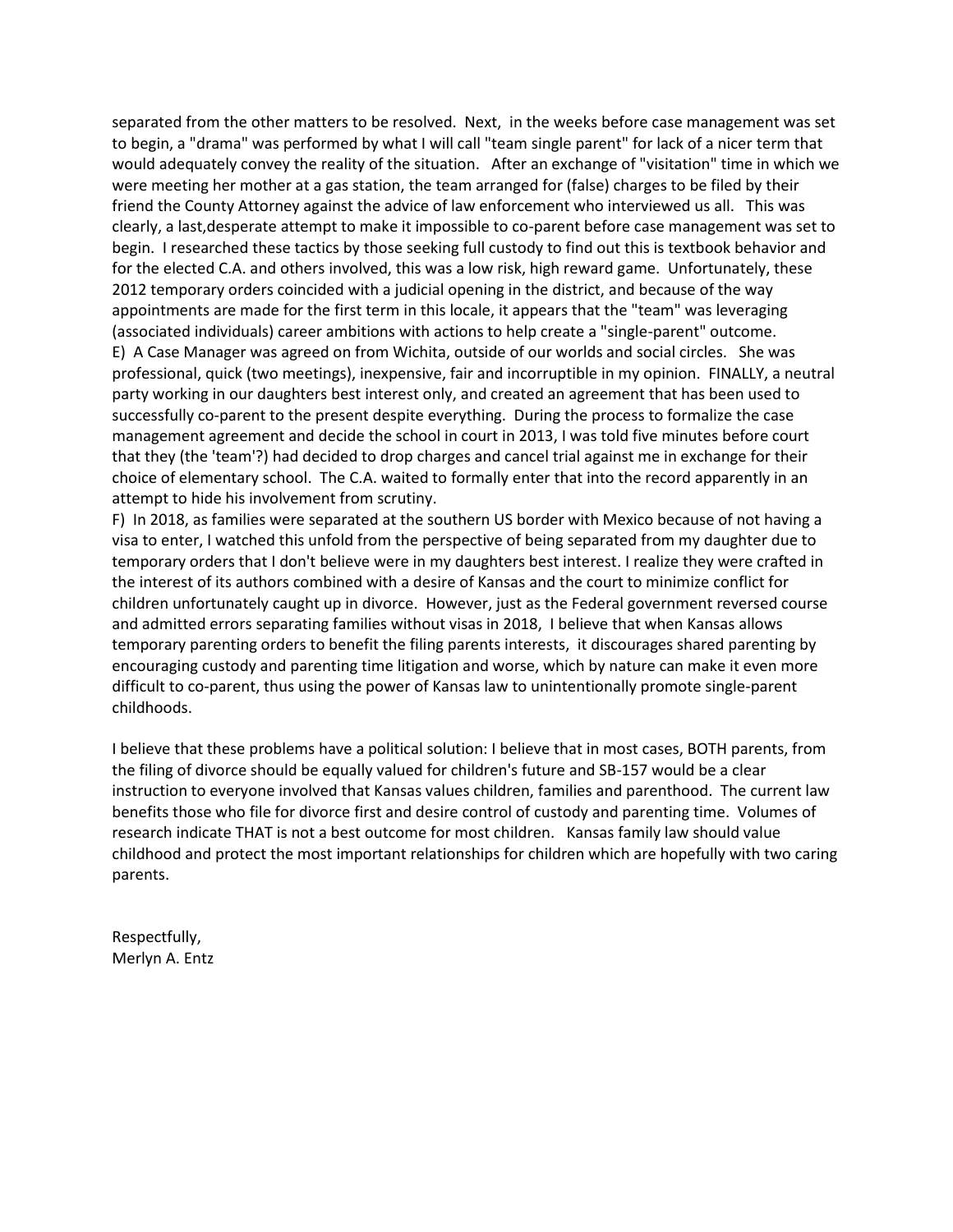separated from the other matters to be resolved. Next, in the weeks before case management was set to begin, a "drama" was performed by what I will call "team single parent" for lack of a nicer term that would adequately convey the reality of the situation. After an exchange of "visitation" time in which we were meeting her mother at a gas station, the team arranged for (false) charges to be filed by their friend the County Attorney against the advice of law enforcement who interviewed us all. This was clearly, a last,desperate attempt to make it impossible to co-parent before case management was set to begin. I researched these tactics by those seeking full custody to find out this is textbook behavior and for the elected C.A. and others involved, this was a low risk, high reward game. Unfortunately, these 2012 temporary orders coincided with a judicial opening in the district, and because of the way appointments are made for the first term in this locale, it appears that the "team" was leveraging (associated individuals) career ambitions with actions to help create a "single-parent" outcome.

E) A Case Manager was agreed on from Wichita, outside of our worlds and social circles. She was professional, quick (two meetings), inexpensive, fair and incorruptible in my opinion. FINALLY, a neutral party working in our daughters best interest only, and created an agreement that has been used to successfully co-parent to the present despite everything. During the process to formalize the case management agreement and decide the school in court in 2013, I was told five minutes before court that they (the 'team'?) had decided to drop charges and cancel trial against me in exchange for their choice of elementary school. The C.A. waited to formally enter that into the record apparently in an attempt to hide his involvement from scrutiny.

F) In 2018, as families were separated at the southern US border with Mexico because of not having a visa to enter, I watched this unfold from the perspective of being separated from my daughter due to temporary orders that I don't believe were in my daughters best interest. I realize they were crafted in the interest of its authors combined with a desire of Kansas and the court to minimize conflict for children unfortunately caught up in divorce. However, just as the Federal government reversed course and admitted errors separating families without visas in 2018, I believe that when Kansas allows temporary parenting orders to benefit the filing parents interests, it discourages shared parenting by encouraging custody and parenting time litigation and worse, which by nature can make it even more difficult to co-parent, thus using the power of Kansas law to unintentionally promote single-parent childhoods.

I believe that these problems have a political solution: I believe that in most cases, BOTH parents, from the filing of divorce should be equally valued for children's future and SB-157 would be a clear instruction to everyone involved that Kansas values children, families and parenthood. The current law benefits those who file for divorce first and desire control of custody and parenting time. Volumes of research indicate THAT is not a best outcome for most children. Kansas family law should value childhood and protect the most important relationships for children which are hopefully with two caring parents.

Respectfully,
Merlyn A. Entz